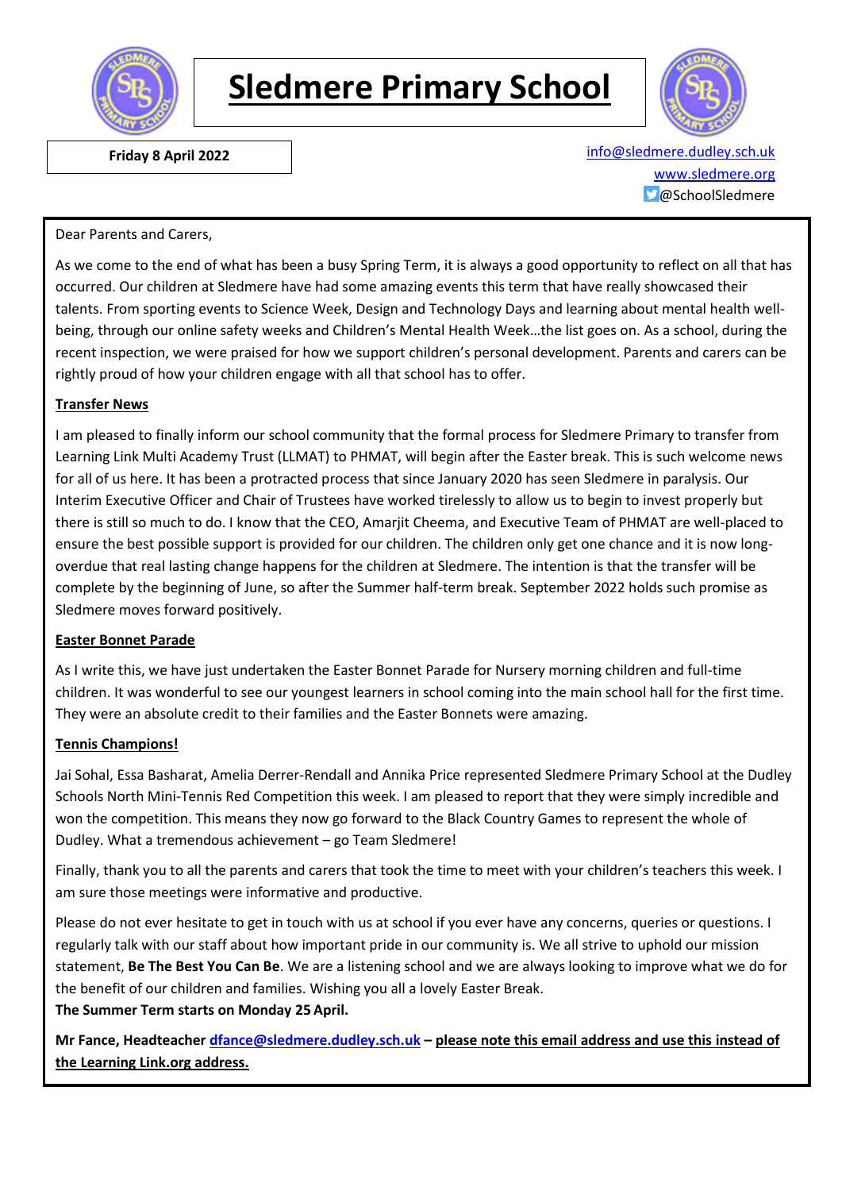# Sledmere Primary School

**Friday 8 April 2022**

info@sledmere.dudley.sch.uk
www.sledmere.org
@SchoolSledmere

Dear Parents and Carers,

As we come to the end of what has been a busy Spring Term, it is always a good opportunity to reflect on all that has occurred. Our children at Sledmere have had some amazing events this term that have really showcased their talents. From sporting events to Science Week, Design and Technology Days and learning about mental health well-being, through our online safety weeks and Children's Mental Health Week…the list goes on. As a school, during the recent inspection, we were praised for how we support children's personal development. Parents and carers can be rightly proud of how your children engage with all that school has to offer.

**Transfer News**

I am pleased to finally inform our school community that the formal process for Sledmere Primary to transfer from Learning Link Multi Academy Trust (LLMAT) to PHMAT, will begin after the Easter break. This is such welcome news for all of us here. It has been a protracted process that since January 2020 has seen Sledmere in paralysis. Our Interim Executive Officer and Chair of Trustees have worked tirelessly to allow us to begin to invest properly but there is still so much to do. I know that the CEO, Amarjit Cheema, and Executive Team of PHMAT are well-placed to ensure the best possible support is provided for our children. The children only get one chance and it is now long-overdue that real lasting change happens for the children at Sledmere. The intention is that the transfer will be complete by the beginning of June, so after the Summer half-term break. September 2022 holds such promise as Sledmere moves forward positively.

**Easter Bonnet Parade**

As I write this, we have just undertaken the Easter Bonnet Parade for Nursery morning children and full-time children. It was wonderful to see our youngest learners in school coming into the main school hall for the first time. They were an absolute credit to their families and the Easter Bonnets were amazing.

**Tennis Champions!**

Jai Sohal, Essa Basharat, Amelia Derrer-Rendall and Annika Price represented Sledmere Primary School at the Dudley Schools North Mini-Tennis Red Competition this week. I am pleased to report that they were simply incredible and won the competition. This means they now go forward to the Black Country Games to represent the whole of Dudley. What a tremendous achievement – go Team Sledmere!

Finally, thank you to all the parents and carers that took the time to meet with your children's teachers this week. I am sure those meetings were informative and productive.

Please do not ever hesitate to get in touch with us at school if you ever have any concerns, queries or questions. I regularly talk with our staff about how important pride in our community is. We all strive to uphold our mission statement, **Be The Best You Can Be**. We are a listening school and we are always looking to improve what we do for the benefit of our children and families. Wishing you all a lovely Easter Break.
**The Summer Term starts on Monday 25 April.**

**Mr Fance, Headteacher dfance@sledmere.dudley.sch.uk – please note this email address and use this instead of the Learning Link.org address.**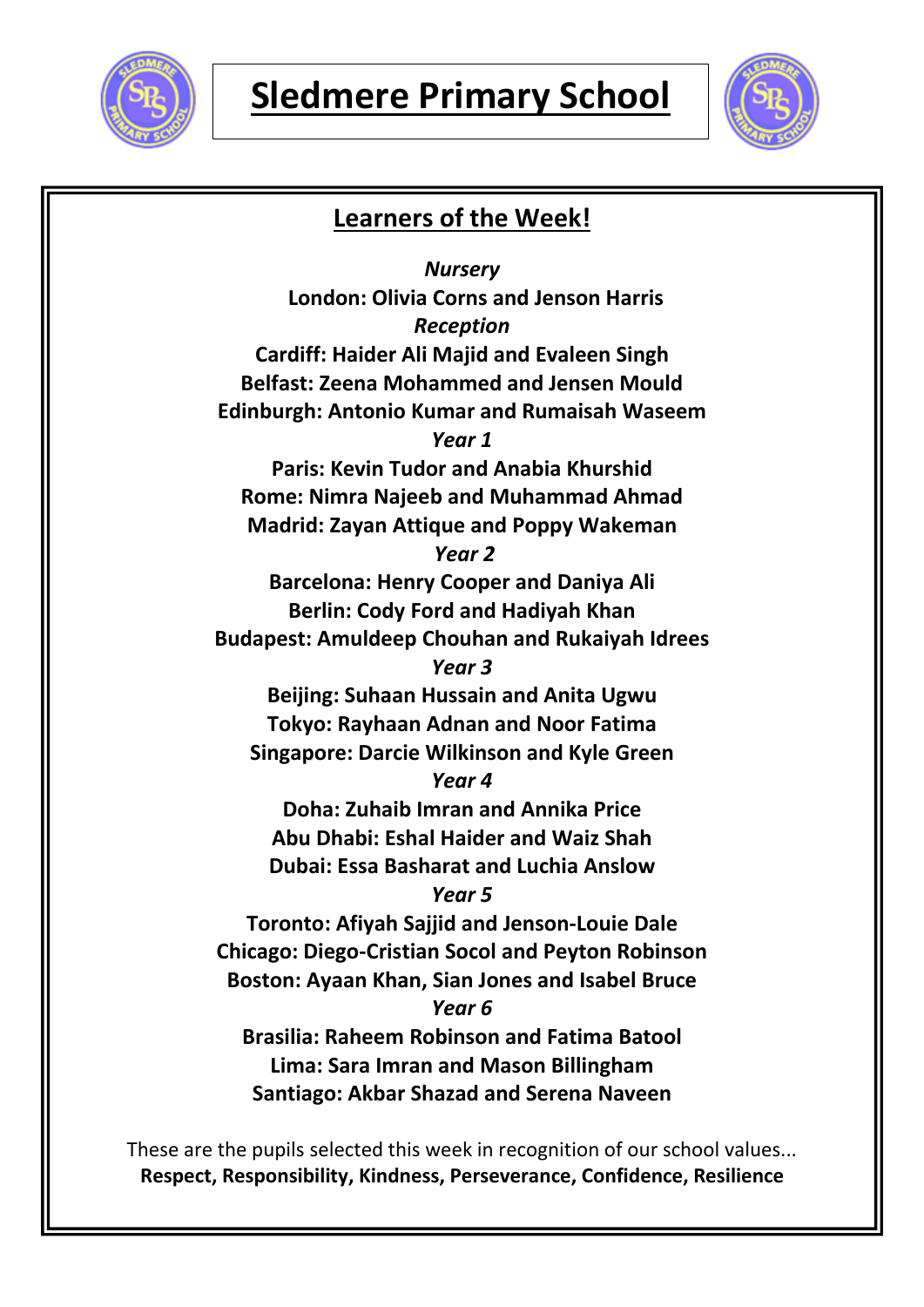# Sledmere Primary School

## Learners of the Week!

***Nursery***

**London: Olivia Corns and Jenson Harris**

***Reception***

**Cardiff: Haider Ali Majid and Evaleen Singh**

**Belfast: Zeena Mohammed and Jensen Mould**

**Edinburgh: Antonio Kumar and Rumaisah Waseem**

***Year 1***

**Paris: Kevin Tudor and Anabia Khurshid**

**Rome: Nimra Najeeb and Muhammad Ahmad**

**Madrid: Zayan Attique and Poppy Wakeman**

***Year 2***

**Barcelona: Henry Cooper and Daniya Ali**

**Berlin: Cody Ford and Hadiyah Khan**

**Budapest: Amuldeep Chouhan and Rukaiyah Idrees**

***Year 3***

**Beijing: Suhaan Hussain and Anita Ugwu**

**Tokyo: Rayhaan Adnan and Noor Fatima**

**Singapore: Darcie Wilkinson and Kyle Green**

***Year 4***

**Doha: Zuhaib Imran and Annika Price**

**Abu Dhabi: Eshal Haider and Waiz Shah**

**Dubai: Essa Basharat and Luchia Anslow**

***Year 5***

**Toronto: Afiyah Sajjid and Jenson-Louie Dale**

**Chicago: Diego-Cristian Socol and Peyton Robinson**

**Boston: Ayaan Khan, Sian Jones and Isabel Bruce**

***Year 6***

**Brasilia: Raheem Robinson and Fatima Batool**

**Lima: Sara Imran and Mason Billingham**

**Santiago: Akbar Shazad and Serena Naveen**

These are the pupils selected this week in recognition of our school values...
**Respect, Responsibility, Kindness, Perseverance, Confidence, Resilience**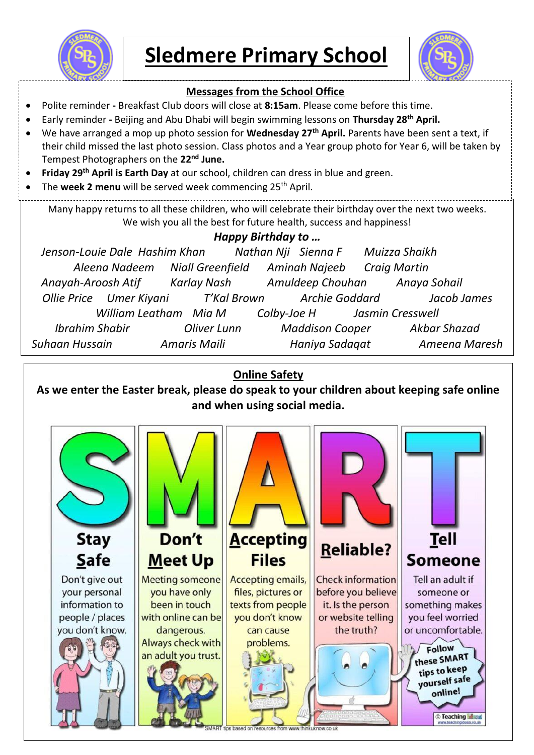# Sledmere Primary School

## Messages from the School Office

- Polite reminder - Breakfast Club doors will close at **8:15am**. Please come before this time.
- Early reminder - Beijing and Abu Dhabi will begin swimming lessons on **Thursday 28th April.**
- We have arranged a mop up photo session for **Wednesday 27th April.** Parents have been sent a text, if their child missed the last photo session. Class photos and a Year group photo for Year 6, will be taken by Tempest Photographers on the **22nd June.**
- **Friday 29th April is Earth Day** at our school, children can dress in blue and green.
- The **week 2 menu** will be served week commencing 25th April.

Many happy returns to all these children, who will celebrate their birthday over the next two weeks. We wish you all the best for future health, success and happiness!

***Happy Birthday to …***

*Jenson-Louie Dale Hashim Khan Nathan Nji Sienna F Muizza Shaikh*
*Aleena Nadeem Niall Greenfield Aminah Najeeb Craig Martin*
*Anayah-Aroosh Atif Karlay Nash Amuldeep Chouhan Anaya Sohail*
*Ollie Price Umer Kiyani T'Kal Brown Archie Goddard Jacob James*
*William Leatham Mia M Colby-Joe H Jasmin Cresswell*
*Ibrahim Shabir Oliver Lunn Maddison Cooper Akbar Shazad*
*Suhaan Hussain Amaris Maili Haniya Sadaqat Ameena Maresh*

## Online Safety

**As we enter the Easter break, please do speak to your children about keeping safe online and when using social media.**

**Stay Safe** – Don't give out your personal information to people / places you don't know.

**Don't Meet Up** – Meeting someone you have only been in touch with online can be dangerous. Always check with an adult you trust.

**Accepting Files** – Accepting emails, files, pictures or texts from people you don't know can cause problems.

**Reliable?** – Check information before you believe it. Is the person or website telling the truth?

**Tell Someone** – Tell an adult if someone or something makes you feel worried or uncomfortable.

Follow these SMART tips to keep yourself safe online!

SMART tips based on resources from www.thinkuknow.co.uk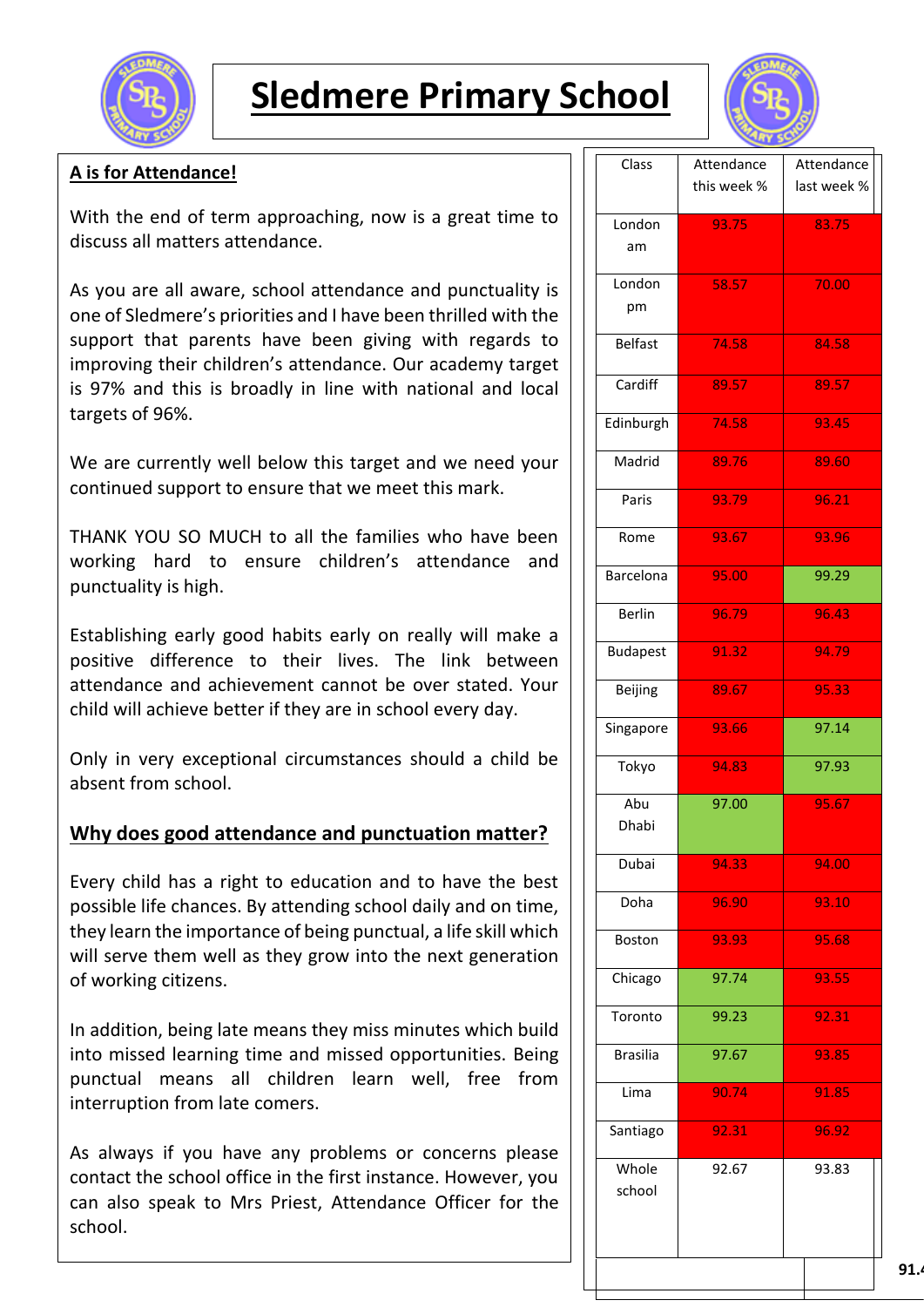# Sledmere Primary School

## A is for Attendance!

With the end of term approaching, now is a great time to discuss all matters attendance.

As you are all aware, school attendance and punctuality is one of Sledmere's priorities and I have been thrilled with the support that parents have been giving with regards to improving their children's attendance. Our academy target is 97% and this is broadly in line with national and local targets of 96%.

We are currently well below this target and we need your continued support to ensure that we meet this mark.

THANK YOU SO MUCH to all the families who have been working hard to ensure children's attendance and punctuality is high.

Establishing early good habits early on really will make a positive difference to their lives. The link between attendance and achievement cannot be over stated. Your child will achieve better if they are in school every day.

Only in very exceptional circumstances should a child be absent from school.

## Why does good attendance and punctuation matter?

Every child has a right to education and to have the best possible life chances. By attending school daily and on time, they learn the importance of being punctual, a life skill which will serve them well as they grow into the next generation of working citizens.

In addition, being late means they miss minutes which build into missed learning time and missed opportunities. Being punctual means all children learn well, free from interruption from late comers.

As always if you have any problems or concerns please contact the school office in the first instance. However, you can also speak to Mrs Priest, Attendance Officer for the school.

| Class | Attendance this week % | Attendance last week % |
|---|---|---|
| London am | 93.75 | 83.75 |
| London pm | 58.57 | 70.00 |
| Belfast | 74.58 | 84.58 |
| Cardiff | 89.57 | 89.57 |
| Edinburgh | 74.58 | 93.45 |
| Madrid | 89.76 | 89.60 |
| Paris | 93.79 | 96.21 |
| Rome | 93.67 | 93.96 |
| Barcelona | 95.00 | 99.29 |
| Berlin | 96.79 | 96.43 |
| Budapest | 91.32 | 94.79 |
| Beijing | 89.67 | 95.33 |
| Singapore | 93.66 | 97.14 |
| Tokyo | 94.83 | 97.93 |
| Abu Dhabi | 97.00 | 95.67 |
| Dubai | 94.33 | 94.00 |
| Doha | 96.90 | 93.10 |
| Boston | 93.93 | 95.68 |
| Chicago | 97.74 | 93.55 |
| Toronto | 99.23 | 92.31 |
| Brasilia | 97.67 | 93.85 |
| Lima | 90.74 | 91.85 |
| Santiago | 92.31 | 96.92 |
| Whole school | 92.67 | 93.83 |